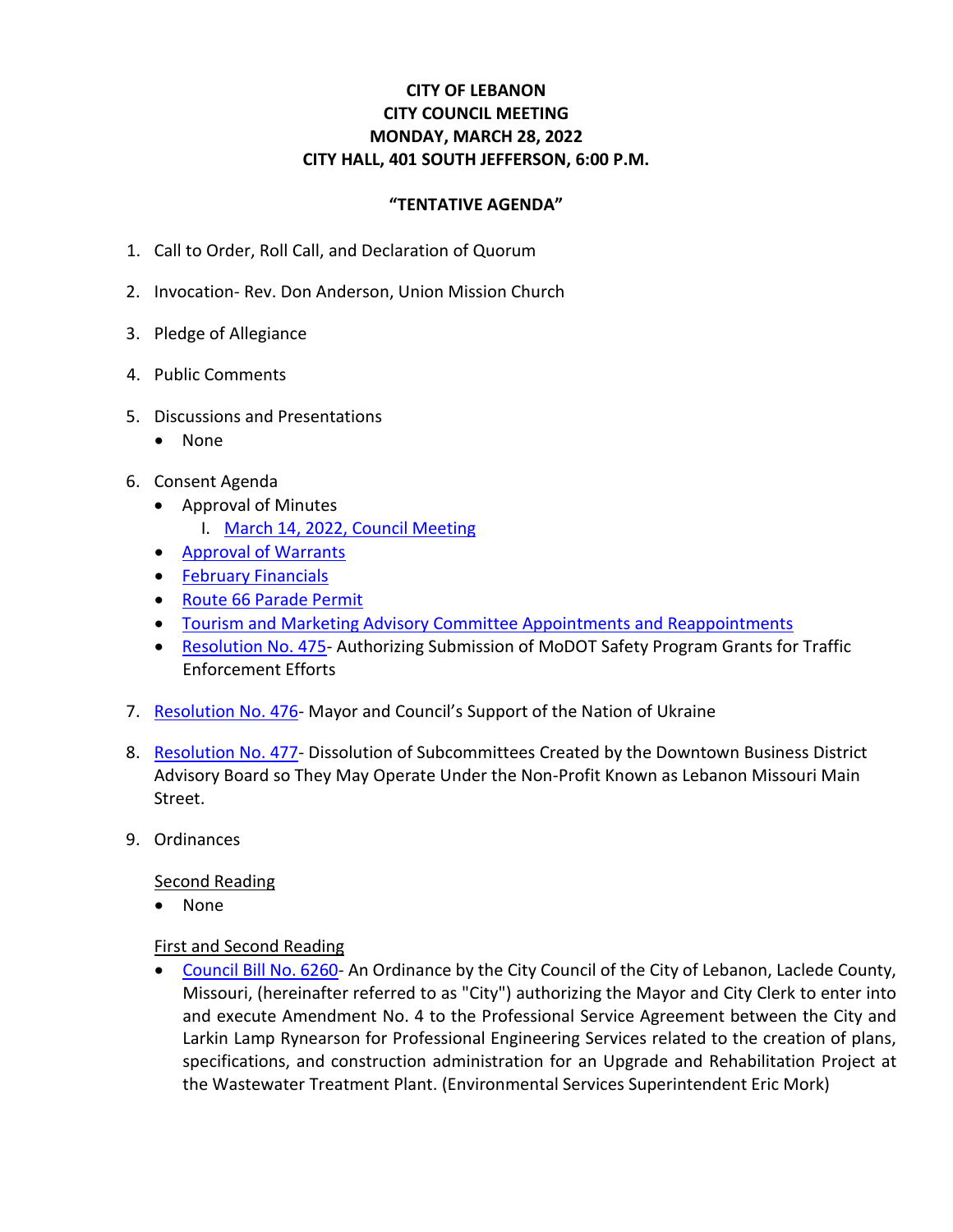# CITY OF LEBANON
## CITY COUNCIL MEETING
## MONDAY, MARCH 28, 2022
## CITY HALL, 401 SOUTH JEFFERSON, 6:00 P.M.

### "TENTATIVE AGENDA"

1. Call to Order, Roll Call, and Declaration of Quorum

2. Invocation- Rev. Don Anderson, Union Mission Church

3. Pledge of Allegiance

4. Public Comments

5. Discussions and Presentations
   - None

6. Consent Agenda
   - Approval of Minutes
     I. March 14, 2022, Council Meeting
   - Approval of Warrants
   - February Financials
   - Route 66 Parade Permit
   - Tourism and Marketing Advisory Committee Appointments and Reappointments
   - Resolution No. 475- Authorizing Submission of MoDOT Safety Program Grants for Traffic Enforcement Efforts

7. Resolution No. 476- Mayor and Council's Support of the Nation of Ukraine

8. Resolution No. 477- Dissolution of Subcommittees Created by the Downtown Business District Advisory Board so They May Operate Under the Non-Profit Known as Lebanon Missouri Main Street.

9. Ordinances

   Second Reading
   - None

   First and Second Reading
   - Council Bill No. 6260- An Ordinance by the City Council of the City of Lebanon, Laclede County, Missouri, (hereinafter referred to as "City") authorizing the Mayor and City Clerk to enter into and execute Amendment No. 4 to the Professional Service Agreement between the City and Larkin Lamp Rynearson for Professional Engineering Services related to the creation of plans, specifications, and construction administration for an Upgrade and Rehabilitation Project at the Wastewater Treatment Plant. (Environmental Services Superintendent Eric Mork)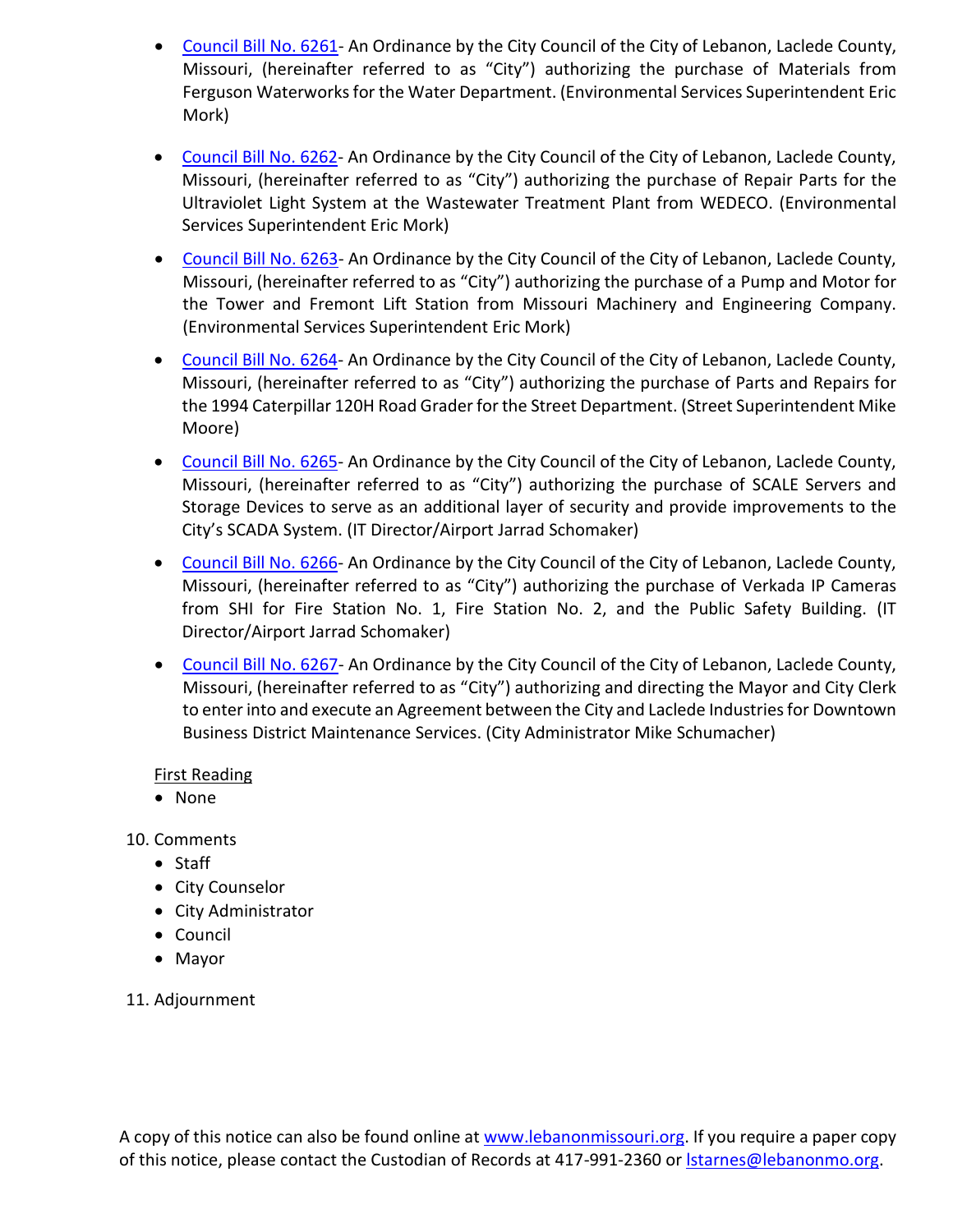- Council Bill No. 6261- An Ordinance by the City Council of the City of Lebanon, Laclede County, Missouri, (hereinafter referred to as "City") authorizing the purchase of Materials from Ferguson Waterworks for the Water Department. (Environmental Services Superintendent Eric Mork)

- Council Bill No. 6262- An Ordinance by the City Council of the City of Lebanon, Laclede County, Missouri, (hereinafter referred to as "City") authorizing the purchase of Repair Parts for the Ultraviolet Light System at the Wastewater Treatment Plant from WEDECO. (Environmental Services Superintendent Eric Mork)

- Council Bill No. 6263- An Ordinance by the City Council of the City of Lebanon, Laclede County, Missouri, (hereinafter referred to as "City") authorizing the purchase of a Pump and Motor for the Tower and Fremont Lift Station from Missouri Machinery and Engineering Company. (Environmental Services Superintendent Eric Mork)

- Council Bill No. 6264- An Ordinance by the City Council of the City of Lebanon, Laclede County, Missouri, (hereinafter referred to as "City") authorizing the purchase of Parts and Repairs for the 1994 Caterpillar 120H Road Grader for the Street Department. (Street Superintendent Mike Moore)

- Council Bill No. 6265- An Ordinance by the City Council of the City of Lebanon, Laclede County, Missouri, (hereinafter referred to as "City") authorizing the purchase of SCALE Servers and Storage Devices to serve as an additional layer of security and provide improvements to the City's SCADA System. (IT Director/Airport Jarrad Schomaker)

- Council Bill No. 6266- An Ordinance by the City Council of the City of Lebanon, Laclede County, Missouri, (hereinafter referred to as "City") authorizing the purchase of Verkada IP Cameras from SHI for Fire Station No. 1, Fire Station No. 2, and the Public Safety Building. (IT Director/Airport Jarrad Schomaker)

- Council Bill No. 6267- An Ordinance by the City Council of the City of Lebanon, Laclede County, Missouri, (hereinafter referred to as "City") authorizing and directing the Mayor and City Clerk to enter into and execute an Agreement between the City and Laclede Industries for Downtown Business District Maintenance Services. (City Administrator Mike Schumacher)

First Reading

- None

10. Comments
    - Staff
    - City Counselor
    - City Administrator
    - Council
    - Mayor

11. Adjournment

A copy of this notice can also be found online at www.lebanonmissouri.org. If you require a paper copy of this notice, please contact the Custodian of Records at 417-991-2360 or lstarnes@lebanonmo.org.